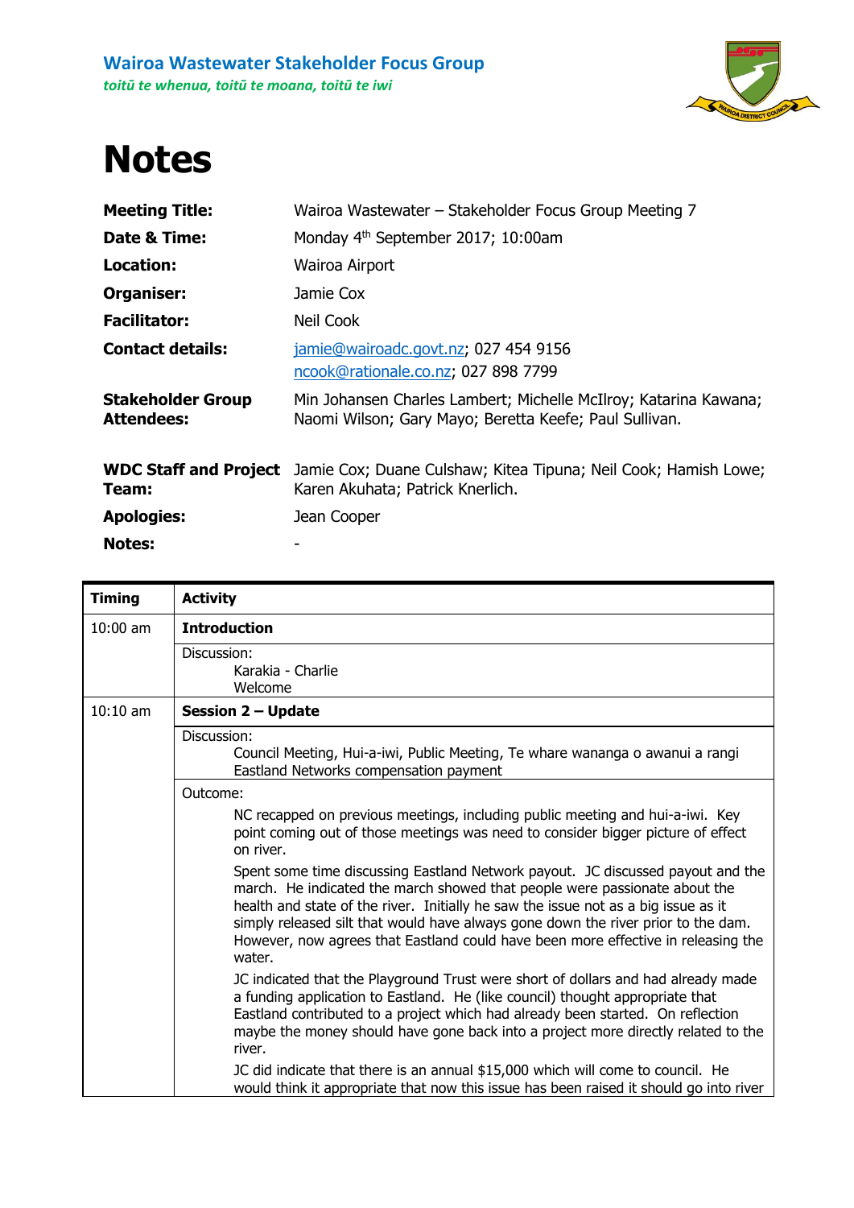**Wairoa Wastewater Stakeholder Focus Group**

*toitū te whenua, toitū te moana, toitū te iwi*

# Notes

| | |
|---|---|
| **Meeting Title:** | Wairoa Wastewater – Stakeholder Focus Group Meeting 7 |
| **Date & Time:** | Monday 4th September 2017; 10:00am |
| **Location:** | Wairoa Airport |
| **Organiser:** | Jamie Cox |
| **Facilitator:** | Neil Cook |
| **Contact details:** | jamie@wairoadc.govt.nz; 027 454 9156<br>ncook@rationale.co.nz; 027 898 7799 |
| **Stakeholder Group Attendees:** | Min Johansen Charles Lambert; Michelle McIlroy; Katarina Kawana; Naomi Wilson; Gary Mayo; Beretta Keefe; Paul Sullivan. |
| **WDC Staff and Project Team:** | Jamie Cox; Duane Culshaw; Kitea Tipuna; Neil Cook; Hamish Lowe; Karen Akuhata; Patrick Knerlich. |
| **Apologies:** | Jean Cooper |
| **Notes:** | - |

| Timing | Activity |
|---|---|
| 10:00 am | **Introduction** |
| | Discussion:<br>Karakia - Charlie<br>Welcome |
| 10:10 am | **Session 2 – Update** |
| | Discussion:<br>Council Meeting, Hui-a-iwi, Public Meeting, Te whare wananga o awanui a rangi<br>Eastland Networks compensation payment |
| | Outcome:<br>NC recapped on previous meetings, including public meeting and hui-a-iwi. Key point coming out of those meetings was need to consider bigger picture of effect on river.<br>Spent some time discussing Eastland Network payout. JC discussed payout and the march. He indicated the march showed that people were passionate about the health and state of the river. Initially he saw the issue not as a big issue as it simply released silt that would have always gone down the river prior to the dam. However, now agrees that Eastland could have been more effective in releasing the water.<br>JC indicated that the Playground Trust were short of dollars and had already made a funding application to Eastland. He (like council) thought appropriate that Eastland contributed to a project which had already been started. On reflection maybe the money should have gone back into a project more directly related to the river.<br>JC did indicate that there is an annual $15,000 which will come to council. He would think it appropriate that now this issue has been raised it should go into river |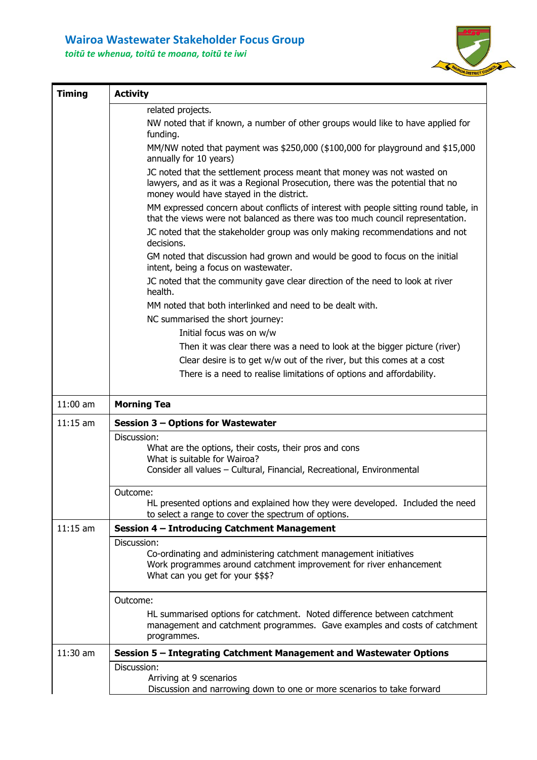| Timing | Activity |
|---|---|
| | related projects.<br>NW noted that if known, a number of other groups would like to have applied for funding.<br>MM/NW noted that payment was $250,000 ($100,000 for playground and $15,000 annually for 10 years)<br>JC noted that the settlement process meant that money was not wasted on lawyers, and as it was a Regional Prosecution, there was the potential that no money would have stayed in the district.<br>MM expressed concern about conflicts of interest with people sitting round table, in that the views were not balanced as there was too much council representation.<br>JC noted that the stakeholder group was only making recommendations and not decisions.<br>GM noted that discussion had grown and would be good to focus on the initial intent, being a focus on wastewater.<br>JC noted that the community gave clear direction of the need to look at river health.<br>MM noted that both interlinked and need to be dealt with.<br>NC summarised the short journey:<br>Initial focus was on w/w<br>Then it was clear there was a need to look at the bigger picture (river)<br>Clear desire is to get w/w out of the river, but this comes at a cost<br>There is a need to realise limitations of options and affordability. |
| 11:00 am | **Morning Tea** |
| 11:15 am | **Session 3 – Options for Wastewater** |
| | Discussion:<br>What are the options, their costs, their pros and cons<br>What is suitable for Wairoa?<br>Consider all values – Cultural, Financial, Recreational, Environmental |
| | Outcome:<br>HL presented options and explained how they were developed. Included the need to select a range to cover the spectrum of options. |
| 11:15 am | **Session 4 – Introducing Catchment Management** |
| | Discussion:<br>Co-ordinating and administering catchment management initiatives<br>Work programmes around catchment improvement for river enhancement<br>What can you get for your $$$? |
| | Outcome:<br>HL summarised options for catchment. Noted difference between catchment management and catchment programmes. Gave examples and costs of catchment programmes. |
| 11:30 am | **Session 5 – Integrating Catchment Management and Wastewater Options** |
| | Discussion:<br>Arriving at 9 scenarios<br>Discussion and narrowing down to one or more scenarios to take forward |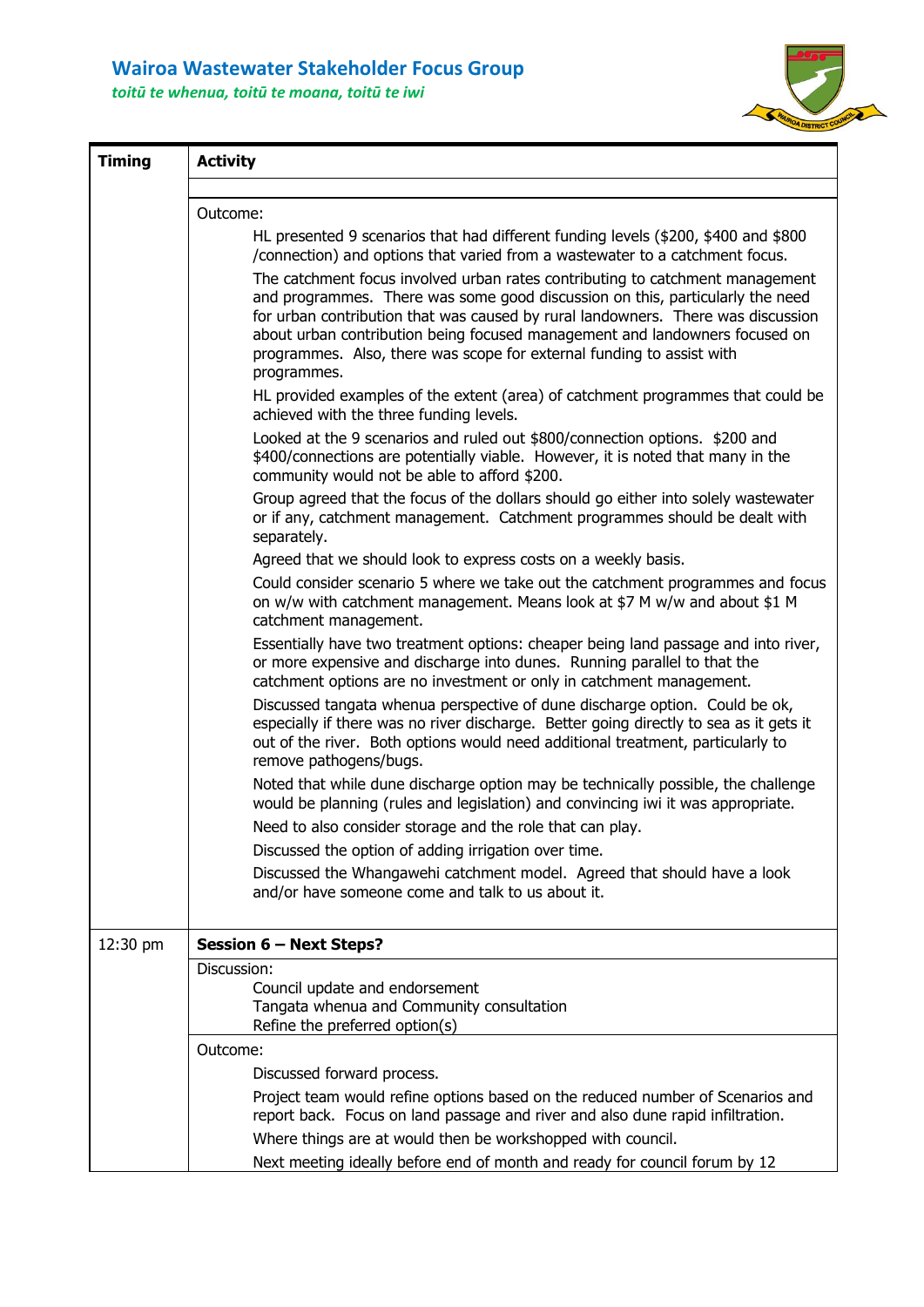## Wairoa Wastewater Stakeholder Focus Group

*toitū te whenua, toitū te moana, toitū te iwi*

| Timing | Activity |
|---|---|
| | |
| | Outcome:<br>HL presented 9 scenarios that had different funding levels ($200, $400 and $800 /connection) and options that varied from a wastewater to a catchment focus.<br>The catchment focus involved urban rates contributing to catchment management and programmes. There was some good discussion on this, particularly the need for urban contribution that was caused by rural landowners. There was discussion about urban contribution being focused management and landowners focused on programmes. Also, there was scope for external funding to assist with programmes.<br>HL provided examples of the extent (area) of catchment programmes that could be achieved with the three funding levels.<br>Looked at the 9 scenarios and ruled out $800/connection options. $200 and $400/connections are potentially viable. However, it is noted that many in the community would not be able to afford $200.<br>Group agreed that the focus of the dollars should go either into solely wastewater or if any, catchment management. Catchment programmes should be dealt with separately.<br>Agreed that we should look to express costs on a weekly basis.<br>Could consider scenario 5 where we take out the catchment programmes and focus on w/w with catchment management. Means look at $7 M w/w and about $1 M catchment management.<br>Essentially have two treatment options: cheaper being land passage and into river, or more expensive and discharge into dunes. Running parallel to that the catchment options are no investment or only in catchment management.<br>Discussed tangata whenua perspective of dune discharge option. Could be ok, especially if there was no river discharge. Better going directly to sea as it gets it out of the river. Both options would need additional treatment, particularly to remove pathogens/bugs.<br>Noted that while dune discharge option may be technically possible, the challenge would be planning (rules and legislation) and convincing iwi it was appropriate.<br>Need to also consider storage and the role that can play.<br>Discussed the option of adding irrigation over time.<br>Discussed the Whangawehi catchment model. Agreed that should have a look and/or have someone come and talk to us about it. |
| 12:30 pm | **Session 6 – Next Steps?** |
| | Discussion:<br>Council update and endorsement<br>Tangata whenua and Community consultation<br>Refine the preferred option(s) |
| | Outcome:<br>Discussed forward process.<br>Project team would refine options based on the reduced number of Scenarios and report back. Focus on land passage and river and also dune rapid infiltration.<br>Where things are at would then be workshopped with council.<br>Next meeting ideally before end of month and ready for council forum by 12 |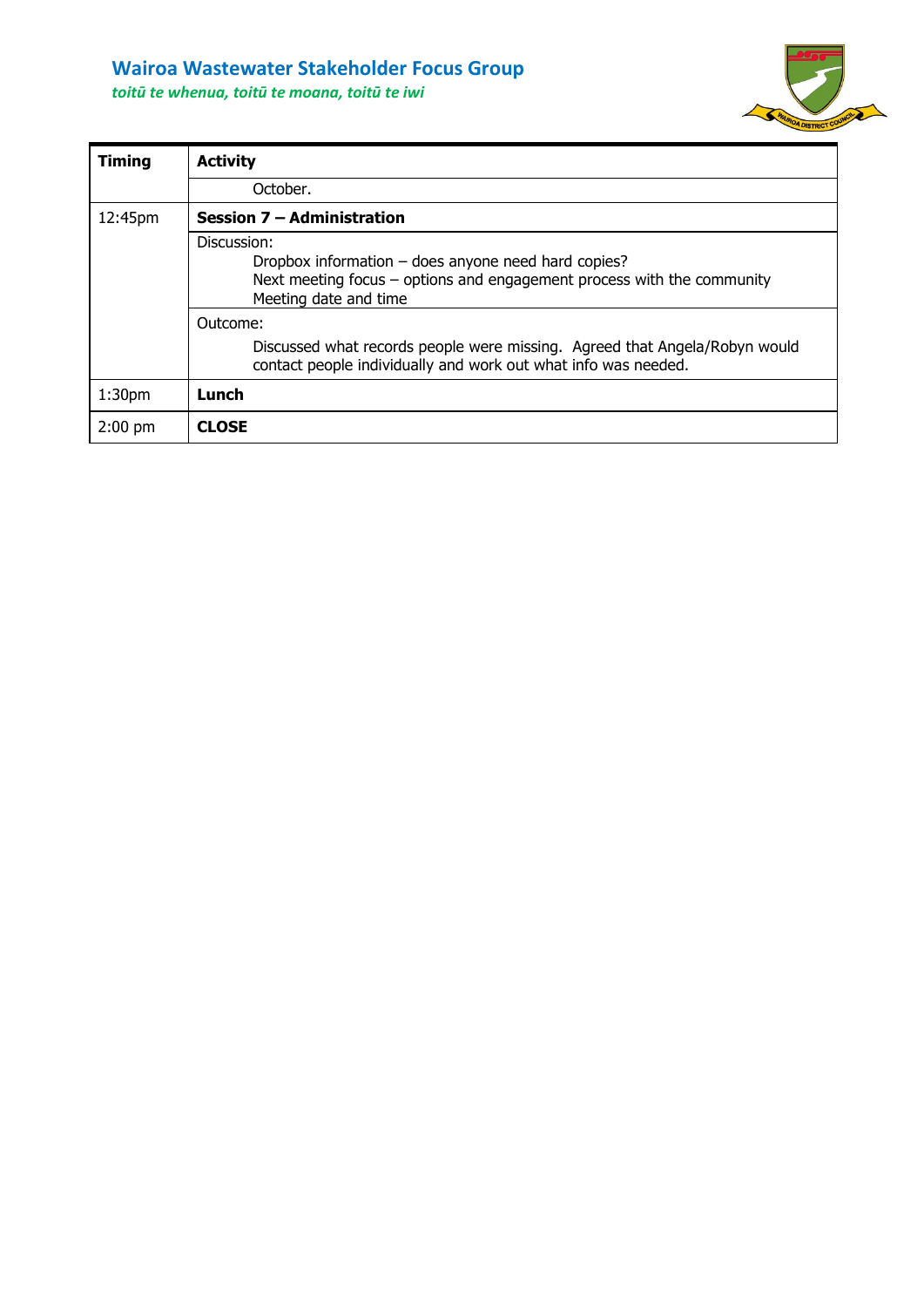# Wairoa Wastewater Stakeholder Focus Group

***toitū te whenua, toitū te moana, toitū te iwi***

| Timing | Activity |
|---|---|
| | October. |
| 12:45pm | **Session 7 – Administration** |
| | Discussion:<br>Dropbox information – does anyone need hard copies?<br>Next meeting focus – options and engagement process with the community<br>Meeting date and time |
| | Outcome:<br>Discussed what records people were missing. Agreed that Angela/Robyn would contact people individually and work out what info was needed. |
| 1:30pm | **Lunch** |
| 2:00 pm | **CLOSE** |